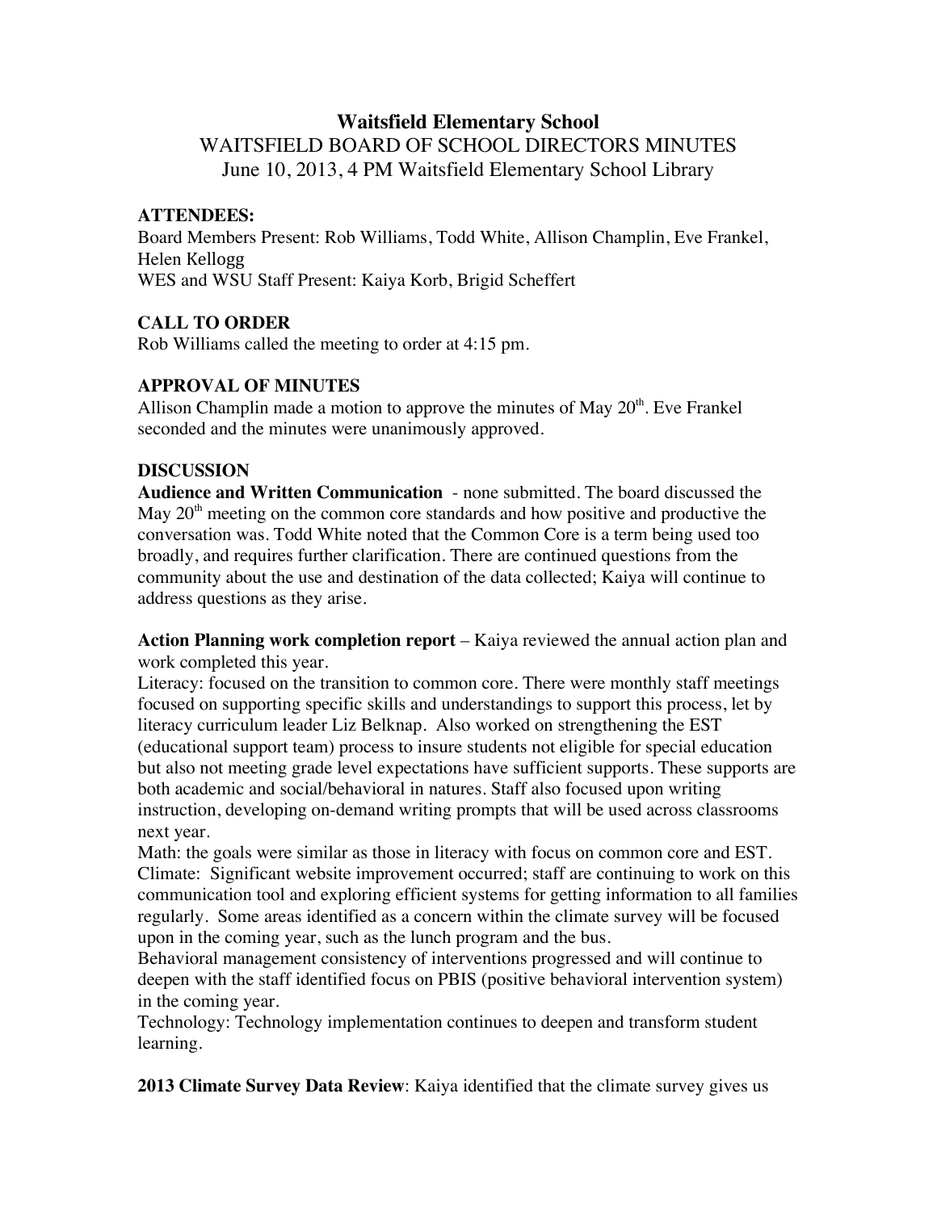# Waitsfield Elementary School

WAITSFIELD BOARD OF SCHOOL DIRECTORS MINUTES
June 10, 2013, 4 PM Waitsfield Elementary School Library

## ATTENDEES:

Board Members Present: Rob Williams, Todd White, Allison Champlin, Eve Frankel, Helen Kellogg
WES and WSU Staff Present: Kaiya Korb, Brigid Scheffert

## CALL TO ORDER

Rob Williams called the meeting to order at 4:15 pm.

## APPROVAL OF MINUTES

Allison Champlin made a motion to approve the minutes of May 20th. Eve Frankel seconded and the minutes were unanimously approved.

## DISCUSSION

**Audience and Written Communication** - none submitted. The board discussed the May 20th meeting on the common core standards and how positive and productive the conversation was. Todd White noted that the Common Core is a term being used too broadly, and requires further clarification. There are continued questions from the community about the use and destination of the data collected; Kaiya will continue to address questions as they arise.

**Action Planning work completion report** – Kaiya reviewed the annual action plan and work completed this year.

Literacy: focused on the transition to common core. There were monthly staff meetings focused on supporting specific skills and understandings to support this process, let by literacy curriculum leader Liz Belknap. Also worked on strengthening the EST (educational support team) process to insure students not eligible for special education but also not meeting grade level expectations have sufficient supports. These supports are both academic and social/behavioral in natures. Staff also focused upon writing instruction, developing on-demand writing prompts that will be used across classrooms next year.

Math: the goals were similar as those in literacy with focus on common core and EST.

Climate: Significant website improvement occurred; staff are continuing to work on this communication tool and exploring efficient systems for getting information to all families regularly. Some areas identified as a concern within the climate survey will be focused upon in the coming year, such as the lunch program and the bus.

Behavioral management consistency of interventions progressed and will continue to deepen with the staff identified focus on PBIS (positive behavioral intervention system) in the coming year.

Technology: Technology implementation continues to deepen and transform student learning.

**2013 Climate Survey Data Review**: Kaiya identified that the climate survey gives us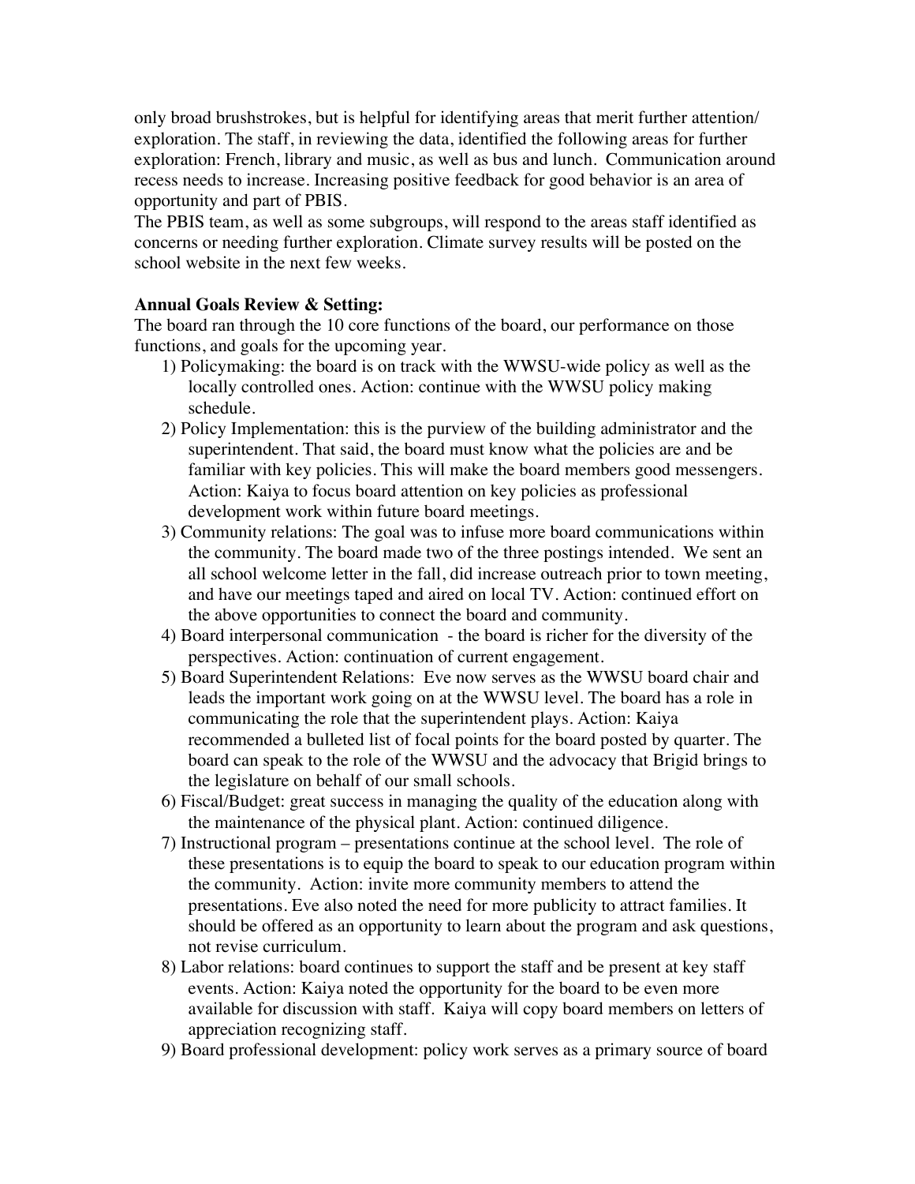only broad brushstrokes, but is helpful for identifying areas that merit further attention/ exploration. The staff, in reviewing the data, identified the following areas for further exploration: French, library and music, as well as bus and lunch. Communication around recess needs to increase. Increasing positive feedback for good behavior is an area of opportunity and part of PBIS.

The PBIS team, as well as some subgroups, will respond to the areas staff identified as concerns or needing further exploration. Climate survey results will be posted on the school website in the next few weeks.

**Annual Goals Review & Setting:**

The board ran through the 10 core functions of the board, our performance on those functions, and goals for the upcoming year.

1) Policymaking: the board is on track with the WWSU-wide policy as well as the locally controlled ones. Action: continue with the WWSU policy making schedule.
2) Policy Implementation: this is the purview of the building administrator and the superintendent. That said, the board must know what the policies are and be familiar with key policies. This will make the board members good messengers. Action: Kaiya to focus board attention on key policies as professional development work within future board meetings.
3) Community relations: The goal was to infuse more board communications within the community. The board made two of the three postings intended. We sent an all school welcome letter in the fall, did increase outreach prior to town meeting, and have our meetings taped and aired on local TV. Action: continued effort on the above opportunities to connect the board and community.
4) Board interpersonal communication - the board is richer for the diversity of the perspectives. Action: continuation of current engagement.
5) Board Superintendent Relations: Eve now serves as the WWSU board chair and leads the important work going on at the WWSU level. The board has a role in communicating the role that the superintendent plays. Action: Kaiya recommended a bulleted list of focal points for the board posted by quarter. The board can speak to the role of the WWSU and the advocacy that Brigid brings to the legislature on behalf of our small schools.
6) Fiscal/Budget: great success in managing the quality of the education along with the maintenance of the physical plant. Action: continued diligence.
7) Instructional program – presentations continue at the school level. The role of these presentations is to equip the board to speak to our education program within the community. Action: invite more community members to attend the presentations. Eve also noted the need for more publicity to attract families. It should be offered as an opportunity to learn about the program and ask questions, not revise curriculum.
8) Labor relations: board continues to support the staff and be present at key staff events. Action: Kaiya noted the opportunity for the board to be even more available for discussion with staff. Kaiya will copy board members on letters of appreciation recognizing staff.
9) Board professional development: policy work serves as a primary source of board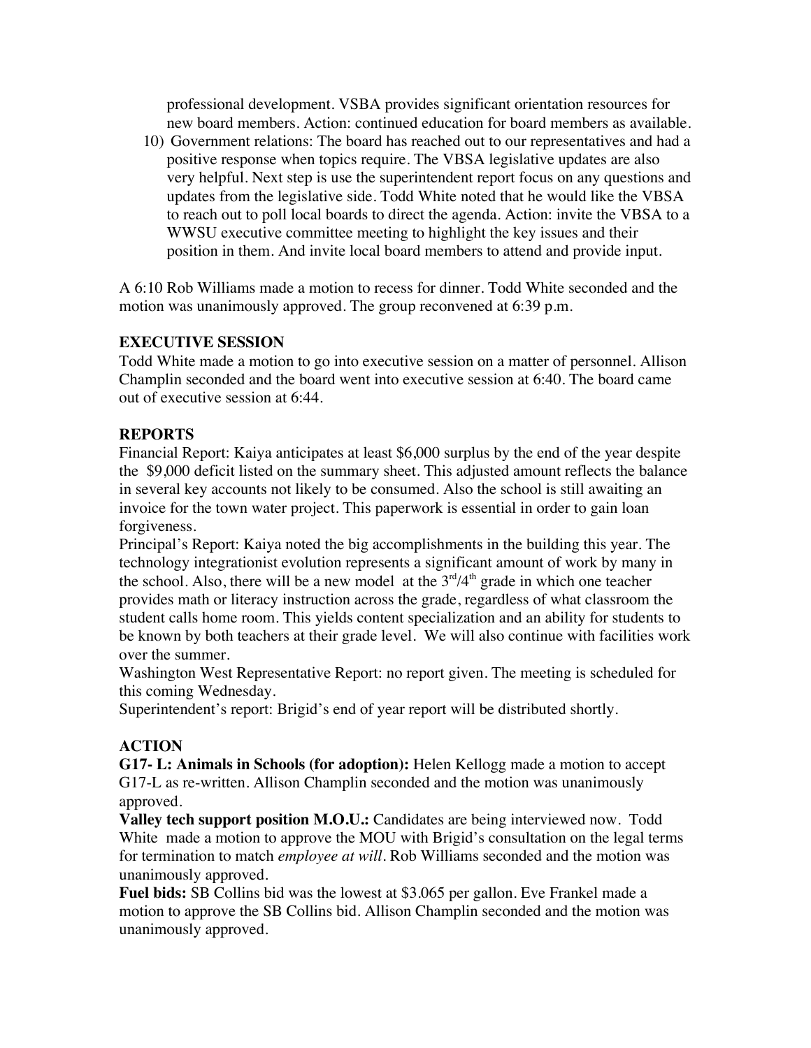professional development. VSBA provides significant orientation resources for new board members. Action: continued education for board members as available.

10) Government relations: The board has reached out to our representatives and had a positive response when topics require. The VBSA legislative updates are also very helpful. Next step is use the superintendent report focus on any questions and updates from the legislative side. Todd White noted that he would like the VBSA to reach out to poll local boards to direct the agenda. Action: invite the VBSA to a WWSU executive committee meeting to highlight the key issues and their position in them. And invite local board members to attend and provide input.

A 6:10 Rob Williams made a motion to recess for dinner. Todd White seconded and the motion was unanimously approved. The group reconvened at 6:39 p.m.

**EXECUTIVE SESSION**

Todd White made a motion to go into executive session on a matter of personnel. Allison Champlin seconded and the board went into executive session at 6:40. The board came out of executive session at 6:44.

**REPORTS**

Financial Report: Kaiya anticipates at least $6,000 surplus by the end of the year despite the $9,000 deficit listed on the summary sheet. This adjusted amount reflects the balance in several key accounts not likely to be consumed. Also the school is still awaiting an invoice for the town water project. This paperwork is essential in order to gain loan forgiveness.

Principal's Report: Kaiya noted the big accomplishments in the building this year. The technology integrationist evolution represents a significant amount of work by many in the school. Also, there will be a new model at the 3rd/4th grade in which one teacher provides math or literacy instruction across the grade, regardless of what classroom the student calls home room. This yields content specialization and an ability for students to be known by both teachers at their grade level. We will also continue with facilities work over the summer.

Washington West Representative Report: no report given. The meeting is scheduled for this coming Wednesday.

Superintendent's report: Brigid's end of year report will be distributed shortly.

**ACTION**

**G17- L: Animals in Schools (for adoption):** Helen Kellogg made a motion to accept G17-L as re-written. Allison Champlin seconded and the motion was unanimously approved.

**Valley tech support position M.O.U.:** Candidates are being interviewed now. Todd White made a motion to approve the MOU with Brigid's consultation on the legal terms for termination to match *employee at will*. Rob Williams seconded and the motion was unanimously approved.

**Fuel bids:** SB Collins bid was the lowest at $3.065 per gallon. Eve Frankel made a motion to approve the SB Collins bid. Allison Champlin seconded and the motion was unanimously approved.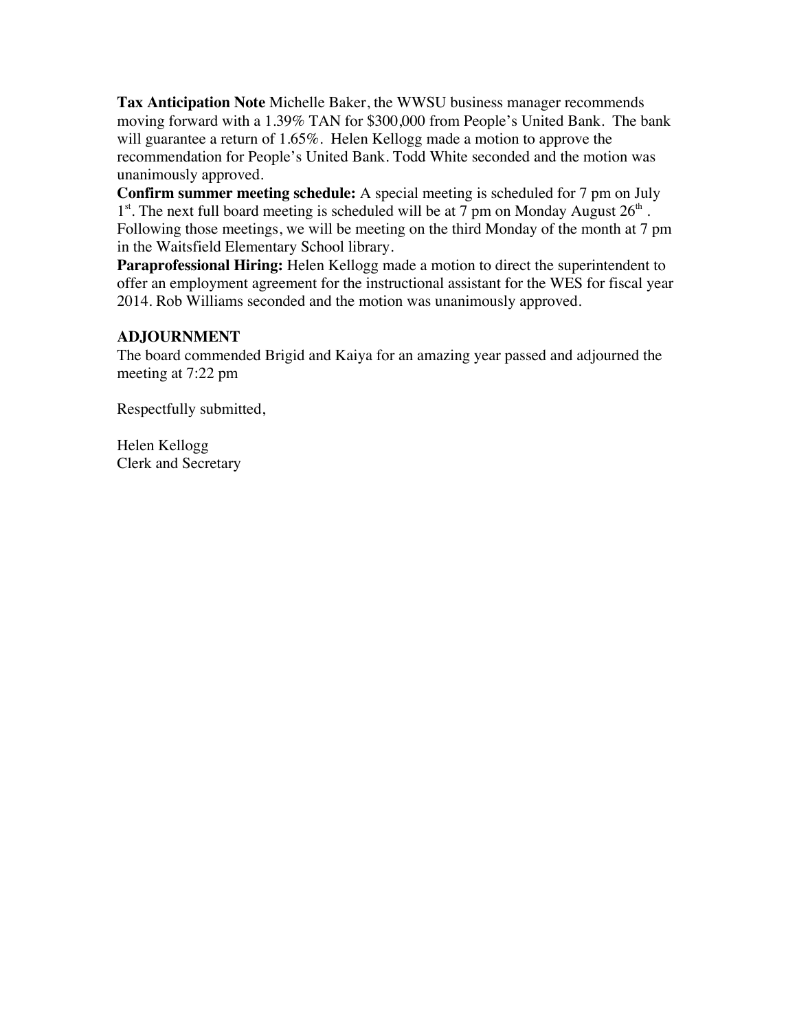**Tax Anticipation Note** Michelle Baker, the WWSU business manager recommends moving forward with a 1.39% TAN for $300,000 from People's United Bank. The bank will guarantee a return of 1.65%. Helen Kellogg made a motion to approve the recommendation for People's United Bank. Todd White seconded and the motion was unanimously approved.

**Confirm summer meeting schedule:** A special meeting is scheduled for 7 pm on July 1st. The next full board meeting is scheduled will be at 7 pm on Monday August 26th. Following those meetings, we will be meeting on the third Monday of the month at 7 pm in the Waitsfield Elementary School library.

**Paraprofessional Hiring:** Helen Kellogg made a motion to direct the superintendent to offer an employment agreement for the instructional assistant for the WES for fiscal year 2014. Rob Williams seconded and the motion was unanimously approved.

## ADJOURNMENT

The board commended Brigid and Kaiya for an amazing year passed and adjourned the meeting at 7:22 pm

Respectfully submitted,

Helen Kellogg
Clerk and Secretary